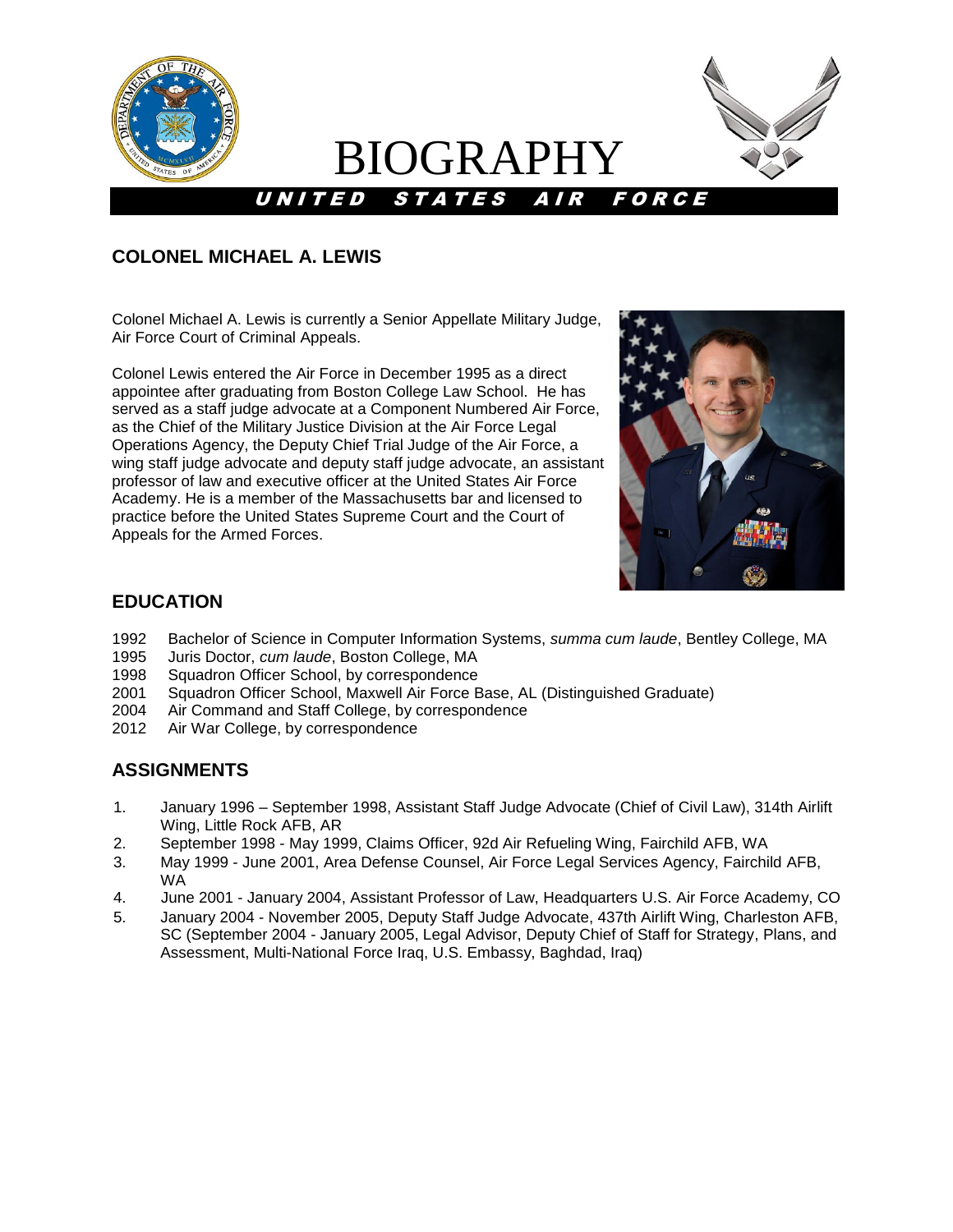# BIOGRAPHY

**UNITED STATES AIR FORCE**

## COLONEL MICHAEL A. LEWIS

Colonel Michael A. Lewis is currently a Senior Appellate Military Judge, Air Force Court of Criminal Appeals.

Colonel Lewis entered the Air Force in December 1995 as a direct appointee after graduating from Boston College Law School. He has served as a staff judge advocate at a Component Numbered Air Force, as the Chief of the Military Justice Division at the Air Force Legal Operations Agency, the Deputy Chief Trial Judge of the Air Force, a wing staff judge advocate and deputy staff judge advocate, an assistant professor of law and executive officer at the United States Air Force Academy. He is a member of the Massachusetts bar and licensed to practice before the United States Supreme Court and the Court of Appeals for the Armed Forces.

## EDUCATION

1992 Bachelor of Science in Computer Information Systems, *summa cum laude*, Bentley College, MA
1995 Juris Doctor, *cum laude*, Boston College, MA
1998 Squadron Officer School, by correspondence
2001 Squadron Officer School, Maxwell Air Force Base, AL (Distinguished Graduate)
2004 Air Command and Staff College, by correspondence
2012 Air War College, by correspondence

## ASSIGNMENTS

1. January 1996 – September 1998, Assistant Staff Judge Advocate (Chief of Civil Law), 314th Airlift Wing, Little Rock AFB, AR
2. September 1998 - May 1999, Claims Officer, 92d Air Refueling Wing, Fairchild AFB, WA
3. May 1999 - June 2001, Area Defense Counsel, Air Force Legal Services Agency, Fairchild AFB, WA
4. June 2001 - January 2004, Assistant Professor of Law, Headquarters U.S. Air Force Academy, CO
5. January 2004 - November 2005, Deputy Staff Judge Advocate, 437th Airlift Wing, Charleston AFB, SC (September 2004 - January 2005, Legal Advisor, Deputy Chief of Staff for Strategy, Plans, and Assessment, Multi-National Force Iraq, U.S. Embassy, Baghdad, Iraq)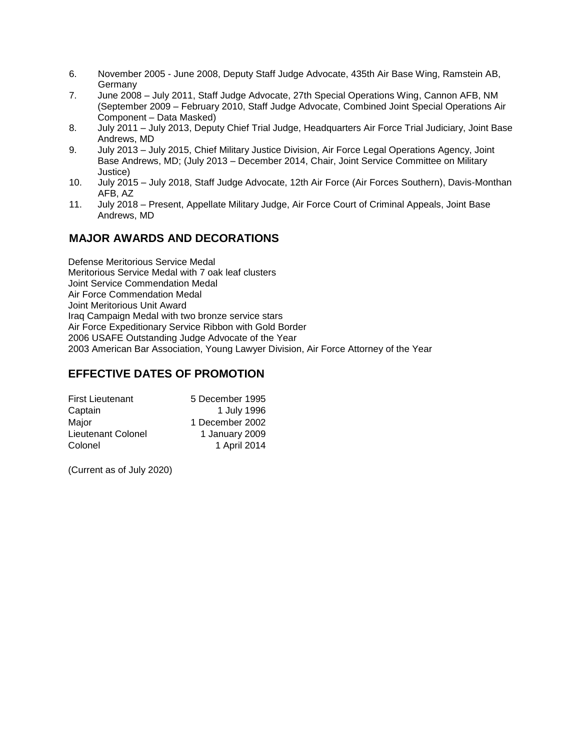6. November 2005 - June 2008, Deputy Staff Judge Advocate, 435th Air Base Wing, Ramstein AB, Germany
7. June 2008 – July 2011, Staff Judge Advocate, 27th Special Operations Wing, Cannon AFB, NM (September 2009 – February 2010, Staff Judge Advocate, Combined Joint Special Operations Air Component – Data Masked)
8. July 2011 – July 2013, Deputy Chief Trial Judge, Headquarters Air Force Trial Judiciary, Joint Base Andrews, MD
9. July 2013 – July 2015, Chief Military Justice Division, Air Force Legal Operations Agency, Joint Base Andrews, MD; (July 2013 – December 2014, Chair, Joint Service Committee on Military Justice)
10. July 2015 – July 2018, Staff Judge Advocate, 12th Air Force (Air Forces Southern), Davis-Monthan AFB, AZ
11. July 2018 – Present, Appellate Military Judge, Air Force Court of Criminal Appeals, Joint Base Andrews, MD

## MAJOR AWARDS AND DECORATIONS

Defense Meritorious Service Medal
Meritorious Service Medal with 7 oak leaf clusters
Joint Service Commendation Medal
Air Force Commendation Medal
Joint Meritorious Unit Award
Iraq Campaign Medal with two bronze service stars
Air Force Expeditionary Service Ribbon with Gold Border
2006 USAFE Outstanding Judge Advocate of the Year
2003 American Bar Association, Young Lawyer Division, Air Force Attorney of the Year

## EFFECTIVE DATES OF PROMOTION

| | |
|---|---|
| First Lieutenant | 5 December 1995 |
| Captain | 1 July 1996 |
| Major | 1 December 2002 |
| Lieutenant Colonel | 1 January 2009 |
| Colonel | 1 April 2014 |

(Current as of July 2020)